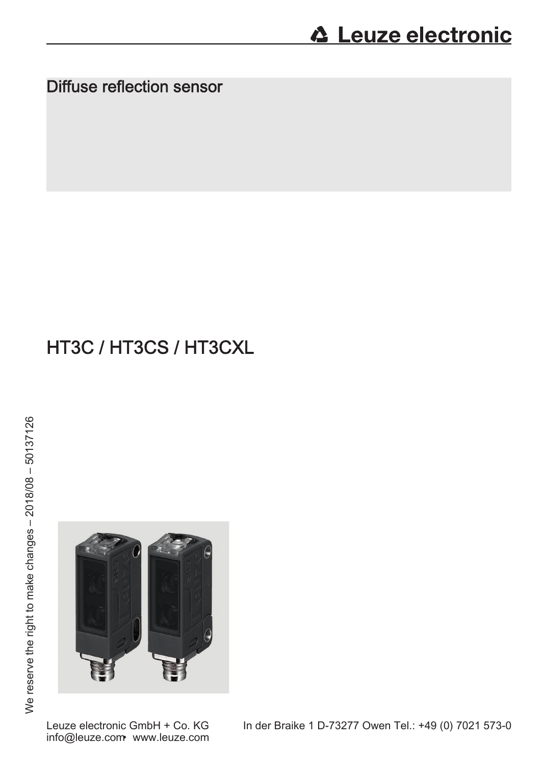# Diffuse reflection sensor

## HT3C / HT3CS / HT3CXL

We reserve the right to make changes – 2018/08 – 50137126

Leuze electronic GmbH + Co. KG    In der Braike 1 D-73277 Owen Tel.: +49 (0) 7021 573-0
info@leuze.com • www.leuze.com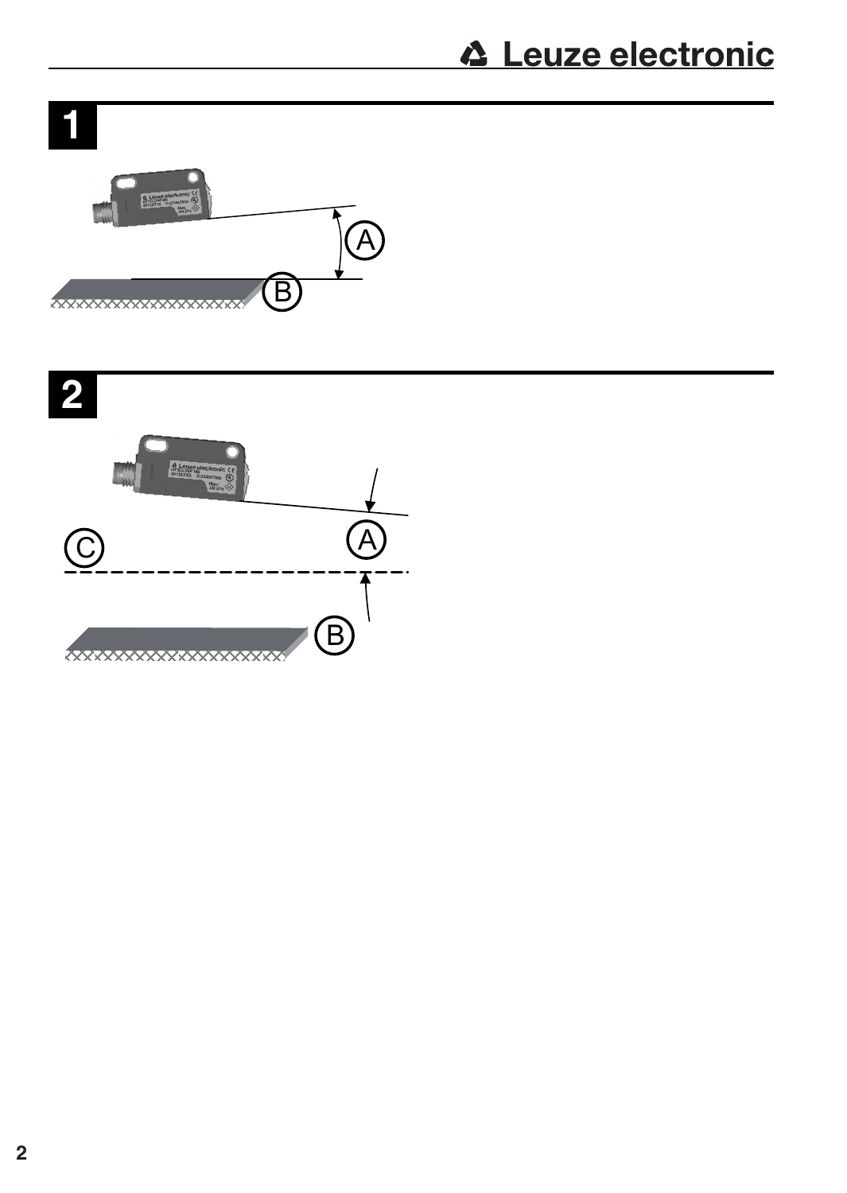**1**

A

B

**2**

C

A

B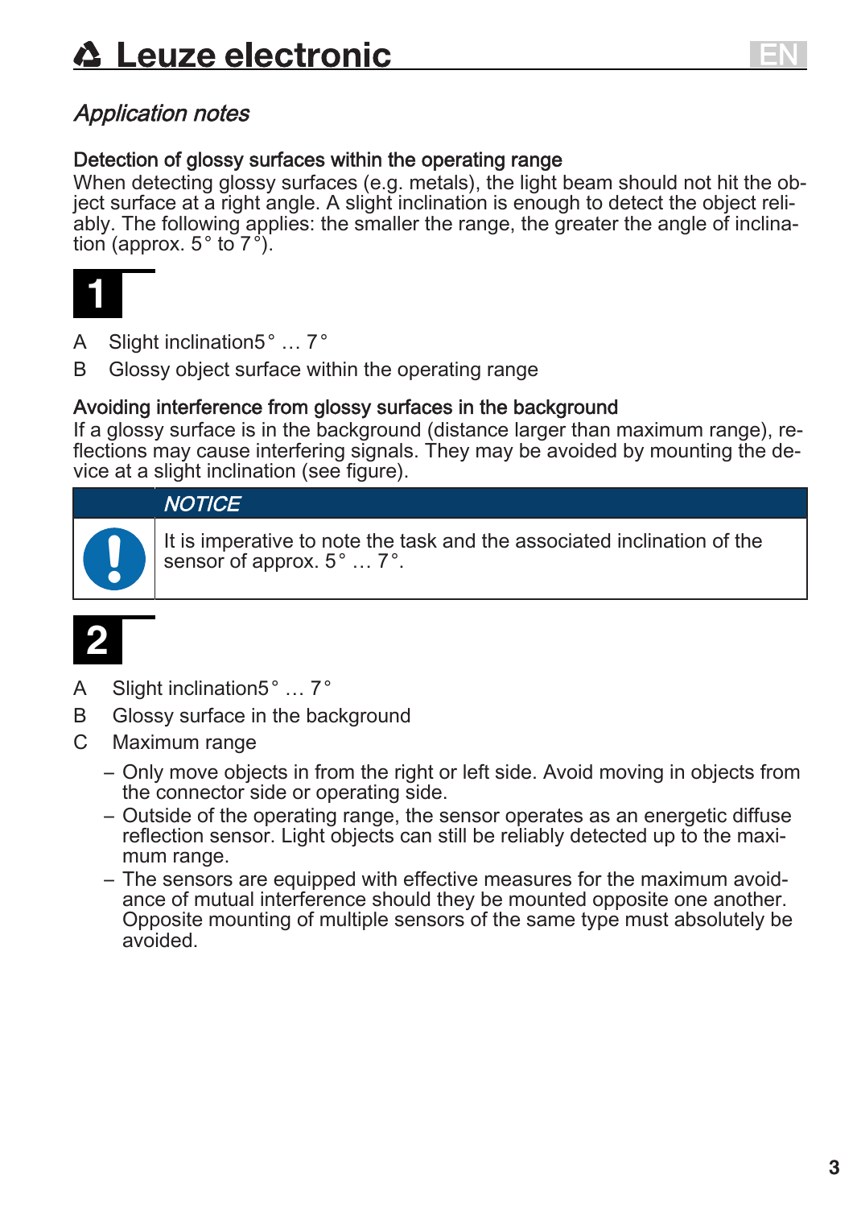## Application notes

### Detection of glossy surfaces within the operating range

When detecting glossy surfaces (e.g. metals), the light beam should not hit the object surface at a right angle. A slight inclination is enough to detect the object reliably. The following applies: the smaller the range, the greater the angle of inclination (approx. 5° to 7°).

**1**

A Slight inclination5° … 7°

B Glossy object surface within the operating range

### Avoiding interference from glossy surfaces in the background

If a glossy surface is in the background (distance larger than maximum range), reflections may cause interfering signals. They may be avoided by mounting the device at a slight inclination (see figure).

> **NOTICE**
>
> It is imperative to note the task and the associated inclination of the sensor of approx. 5° … 7°.

**2**

A Slight inclination5° … 7°

B Glossy surface in the background

C Maximum range

- Only move objects in from the right or left side. Avoid moving in objects from the connector side or operating side.
- Outside of the operating range, the sensor operates as an energetic diffuse reflection sensor. Light objects can still be reliably detected up to the maximum range.
- The sensors are equipped with effective measures for the maximum avoidance of mutual interference should they be mounted opposite one another. Opposite mounting of multiple sensors of the same type must absolutely be avoided.